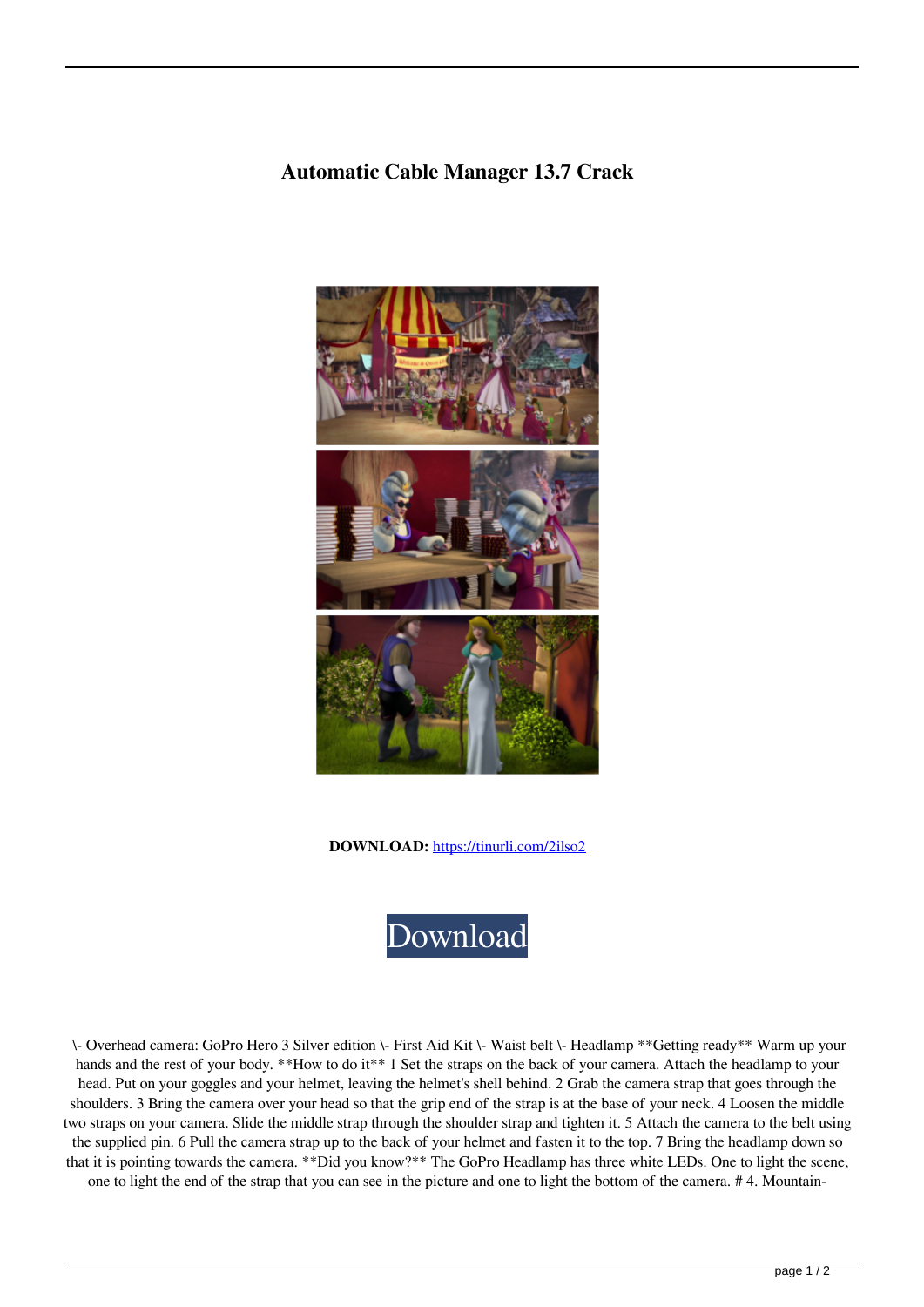# Automatic Cable Manager 13.7 Crack

**DOWNLOAD:** https://tinurli.com/2ilso2

Download

\- Overhead camera: GoPro Hero 3 Silver edition \- First Aid Kit \- Waist belt \- Headlamp **Getting ready** Warm up your hands and the rest of your body. **How to do it** 1 Set the straps on the back of your camera. Attach the headlamp to your head. Put on your goggles and your helmet, leaving the helmet's shell behind. 2 Grab the camera strap that goes through the shoulders. 3 Bring the camera over your head so that the grip end of the strap is at the base of your neck. 4 Loosen the middle two straps on your camera. Slide the middle strap through the shoulder strap and tighten it. 5 Attach the camera to the belt using the supplied pin. 6 Pull the camera strap up to the back of your helmet and fasten it to the top. 7 Bring the headlamp down so that it is pointing towards the camera. **Did you know?** The GoPro Headlamp has three white LEDs. One to light the scene, one to light the end of the strap that you can see in the picture and one to light the bottom of the camera. # 4. Mountain-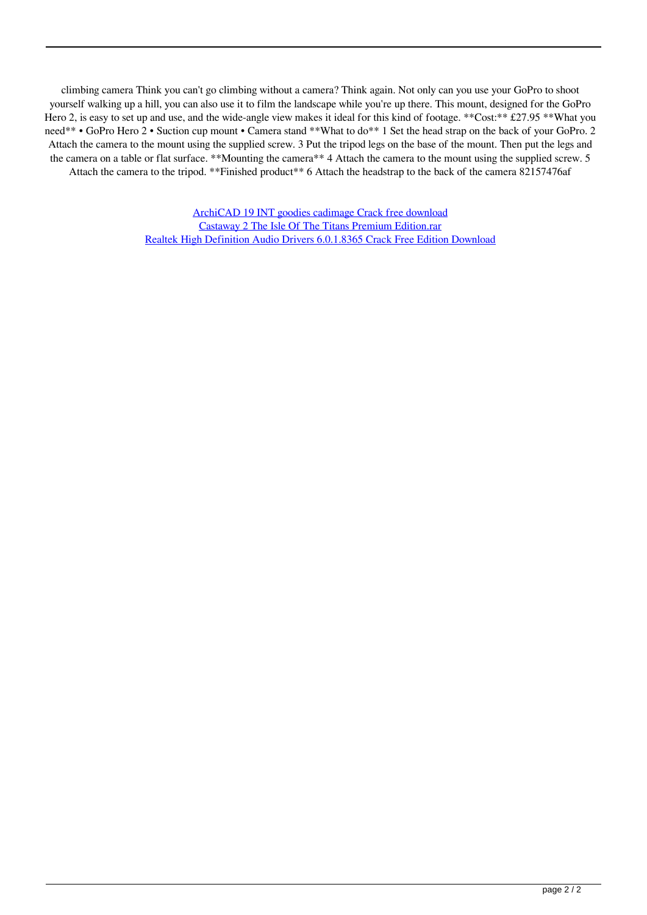climbing camera Think you can't go climbing without a camera? Think again. Not only can you use your GoPro to shoot yourself walking up a hill, you can also use it to film the landscape while you're up there. This mount, designed for the GoPro Hero 2, is easy to set up and use, and the wide-angle view makes it ideal for this kind of footage. **Cost:** £27.95 **What you need** • GoPro Hero 2 • Suction cup mount • Camera stand **What to do** 1 Set the head strap on the back of your GoPro. 2 Attach the camera to the mount using the supplied screw. 3 Put the tripod legs on the base of the mount. Then put the legs and the camera on a table or flat surface. **Mounting the camera** 4 Attach the camera to the mount using the supplied screw. 5 Attach the camera to the tripod. **Finished product** 6 Attach the headstrap to the back of the camera 82157476af

ArchiCAD 19 INT goodies cadimage Crack free download
Castaway 2 The Isle Of The Titans Premium Edition.rar
Realtek High Definition Audio Drivers 6.0.1.8365 Crack Free Edition Download